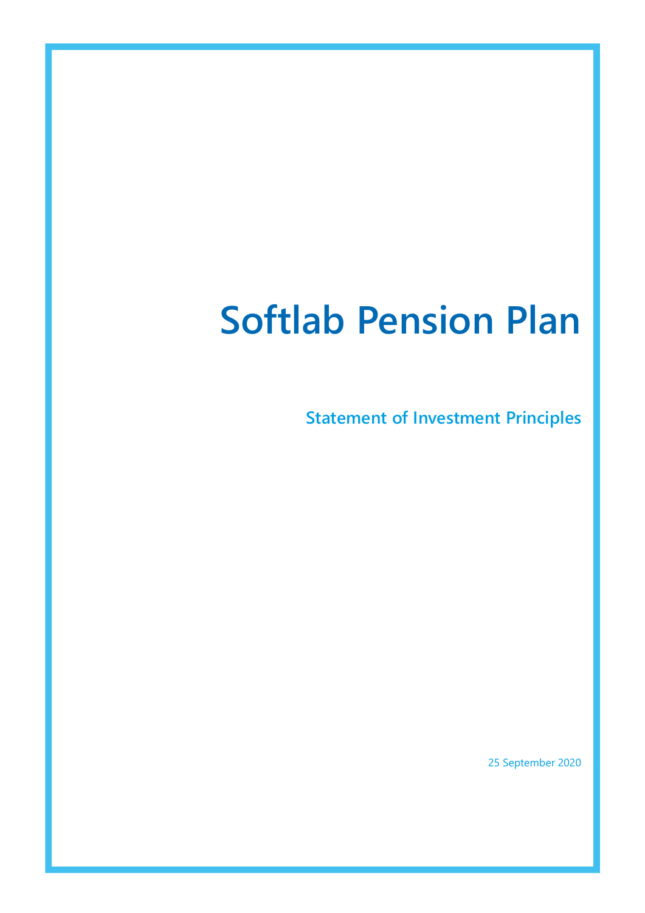# Softlab Pension Plan

## Statement of Investment Principles

25 September 2020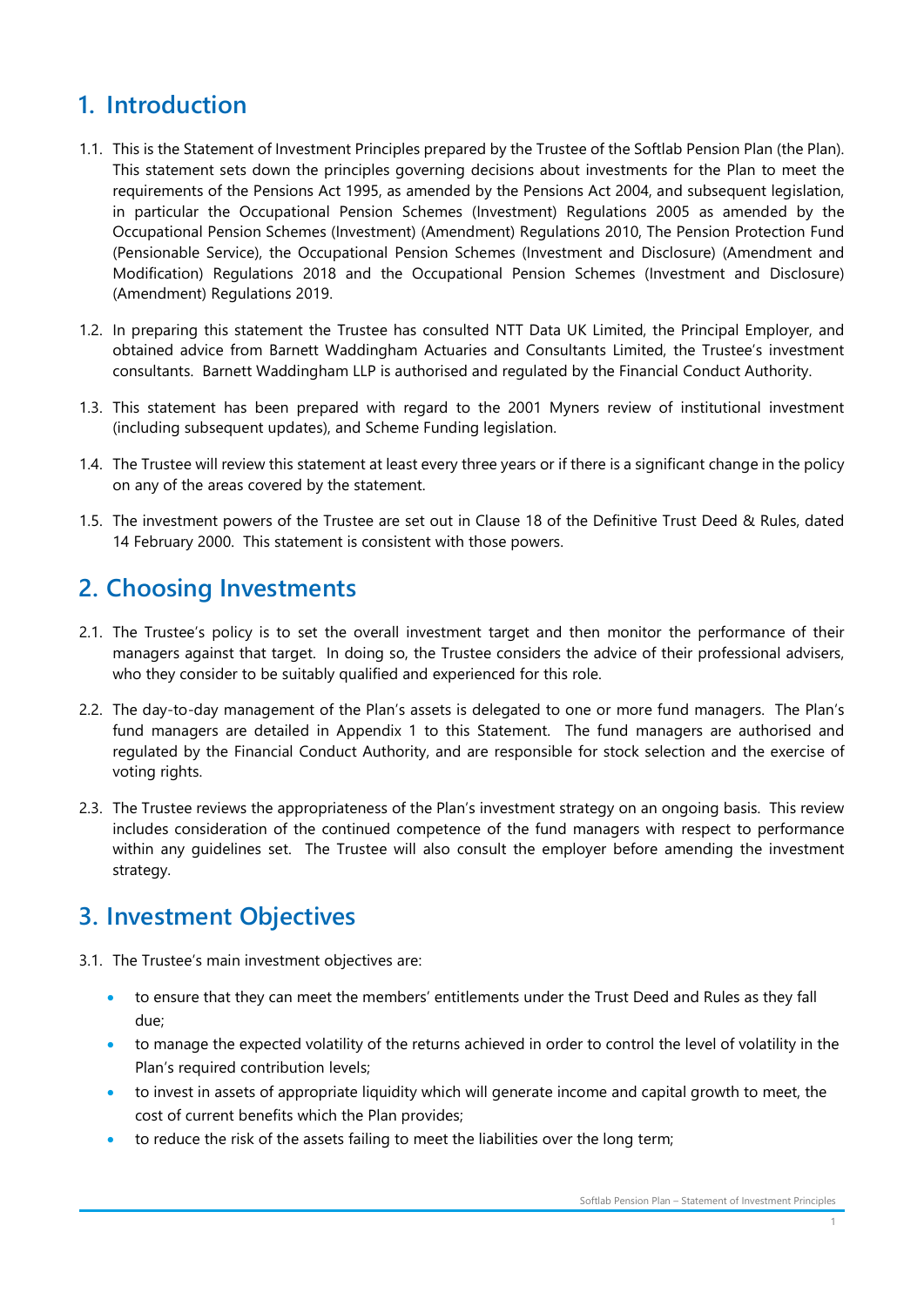## 1. Introduction

1.1. This is the Statement of Investment Principles prepared by the Trustee of the Softlab Pension Plan (the Plan). This statement sets down the principles governing decisions about investments for the Plan to meet the requirements of the Pensions Act 1995, as amended by the Pensions Act 2004, and subsequent legislation, in particular the Occupational Pension Schemes (Investment) Regulations 2005 as amended by the Occupational Pension Schemes (Investment) (Amendment) Regulations 2010, The Pension Protection Fund (Pensionable Service), the Occupational Pension Schemes (Investment and Disclosure) (Amendment and Modification) Regulations 2018 and the Occupational Pension Schemes (Investment and Disclosure) (Amendment) Regulations 2019.

1.2. In preparing this statement the Trustee has consulted NTT Data UK Limited, the Principal Employer, and obtained advice from Barnett Waddingham Actuaries and Consultants Limited, the Trustee's investment consultants. Barnett Waddingham LLP is authorised and regulated by the Financial Conduct Authority.

1.3. This statement has been prepared with regard to the 2001 Myners review of institutional investment (including subsequent updates), and Scheme Funding legislation.

1.4. The Trustee will review this statement at least every three years or if there is a significant change in the policy on any of the areas covered by the statement.

1.5. The investment powers of the Trustee are set out in Clause 18 of the Definitive Trust Deed & Rules, dated 14 February 2000. This statement is consistent with those powers.

## 2. Choosing Investments

2.1. The Trustee's policy is to set the overall investment target and then monitor the performance of their managers against that target. In doing so, the Trustee considers the advice of their professional advisers, who they consider to be suitably qualified and experienced for this role.

2.2. The day-to-day management of the Plan's assets is delegated to one or more fund managers. The Plan's fund managers are detailed in Appendix 1 to this Statement. The fund managers are authorised and regulated by the Financial Conduct Authority, and are responsible for stock selection and the exercise of voting rights.

2.3. The Trustee reviews the appropriateness of the Plan's investment strategy on an ongoing basis. This review includes consideration of the continued competence of the fund managers with respect to performance within any guidelines set. The Trustee will also consult the employer before amending the investment strategy.

## 3. Investment Objectives

3.1. The Trustee's main investment objectives are:

- to ensure that they can meet the members' entitlements under the Trust Deed and Rules as they fall due;
- to manage the expected volatility of the returns achieved in order to control the level of volatility in the Plan's required contribution levels;
- to invest in assets of appropriate liquidity which will generate income and capital growth to meet, the cost of current benefits which the Plan provides;
- to reduce the risk of the assets failing to meet the liabilities over the long term;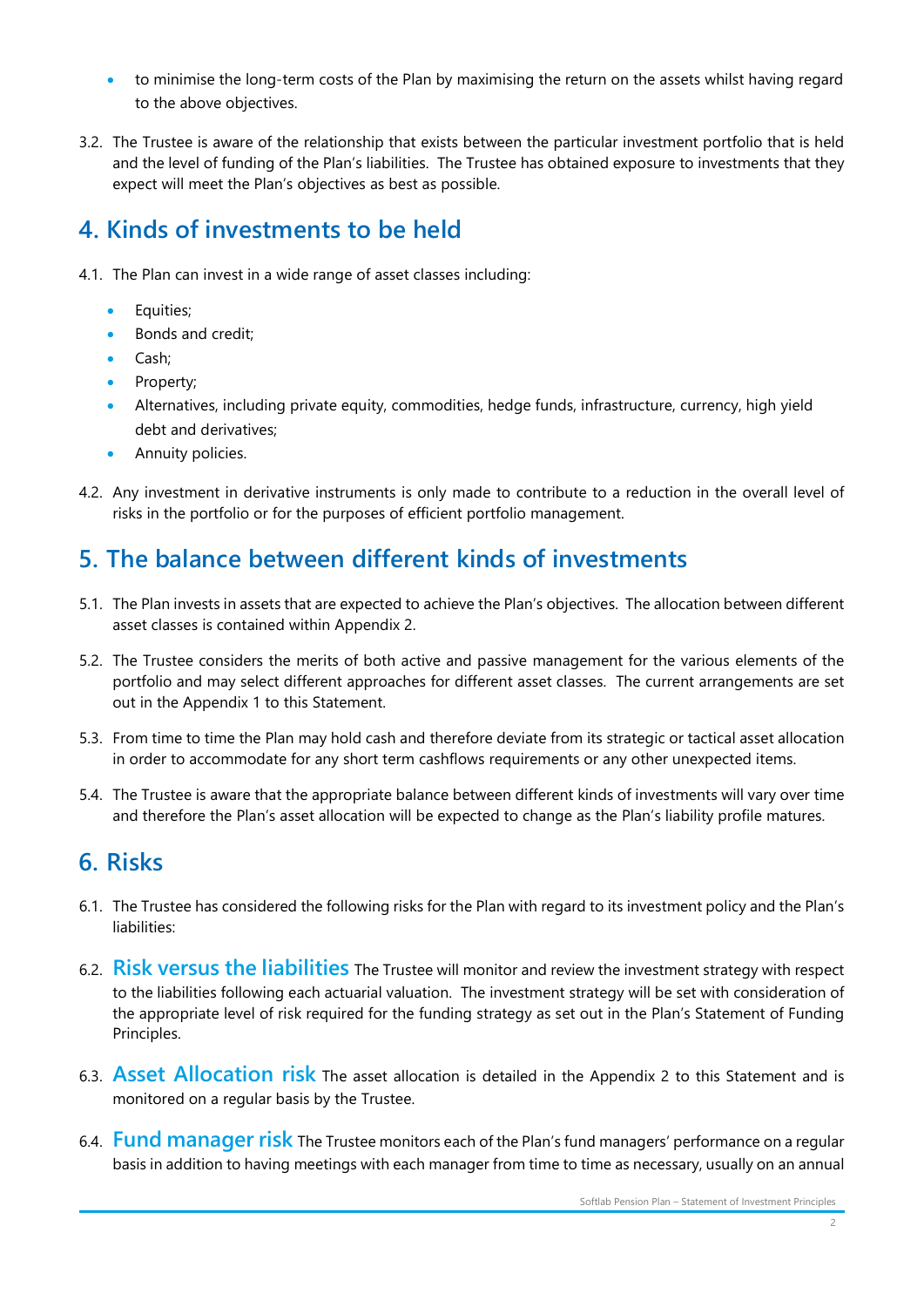- to minimise the long-term costs of the Plan by maximising the return on the assets whilst having regard to the above objectives.

3.2. The Trustee is aware of the relationship that exists between the particular investment portfolio that is held and the level of funding of the Plan's liabilities. The Trustee has obtained exposure to investments that they expect will meet the Plan's objectives as best as possible.

## 4. Kinds of investments to be held

4.1. The Plan can invest in a wide range of asset classes including:

- Equities;
- Bonds and credit;
- Cash;
- Property;
- Alternatives, including private equity, commodities, hedge funds, infrastructure, currency, high yield debt and derivatives;
- Annuity policies.

4.2. Any investment in derivative instruments is only made to contribute to a reduction in the overall level of risks in the portfolio or for the purposes of efficient portfolio management.

## 5. The balance between different kinds of investments

5.1. The Plan invests in assets that are expected to achieve the Plan's objectives. The allocation between different asset classes is contained within Appendix 2.

5.2. The Trustee considers the merits of both active and passive management for the various elements of the portfolio and may select different approaches for different asset classes. The current arrangements are set out in the Appendix 1 to this Statement.

5.3. From time to time the Plan may hold cash and therefore deviate from its strategic or tactical asset allocation in order to accommodate for any short term cashflows requirements or any other unexpected items.

5.4. The Trustee is aware that the appropriate balance between different kinds of investments will vary over time and therefore the Plan's asset allocation will be expected to change as the Plan's liability profile matures.

## 6. Risks

6.1. The Trustee has considered the following risks for the Plan with regard to its investment policy and the Plan's liabilities:

6.2. **Risk versus the liabilities** The Trustee will monitor and review the investment strategy with respect to the liabilities following each actuarial valuation. The investment strategy will be set with consideration of the appropriate level of risk required for the funding strategy as set out in the Plan's Statement of Funding Principles.

6.3. **Asset Allocation risk** The asset allocation is detailed in the Appendix 2 to this Statement and is monitored on a regular basis by the Trustee.

6.4. **Fund manager risk** The Trustee monitors each of the Plan's fund managers' performance on a regular basis in addition to having meetings with each manager from time to time as necessary, usually on an annual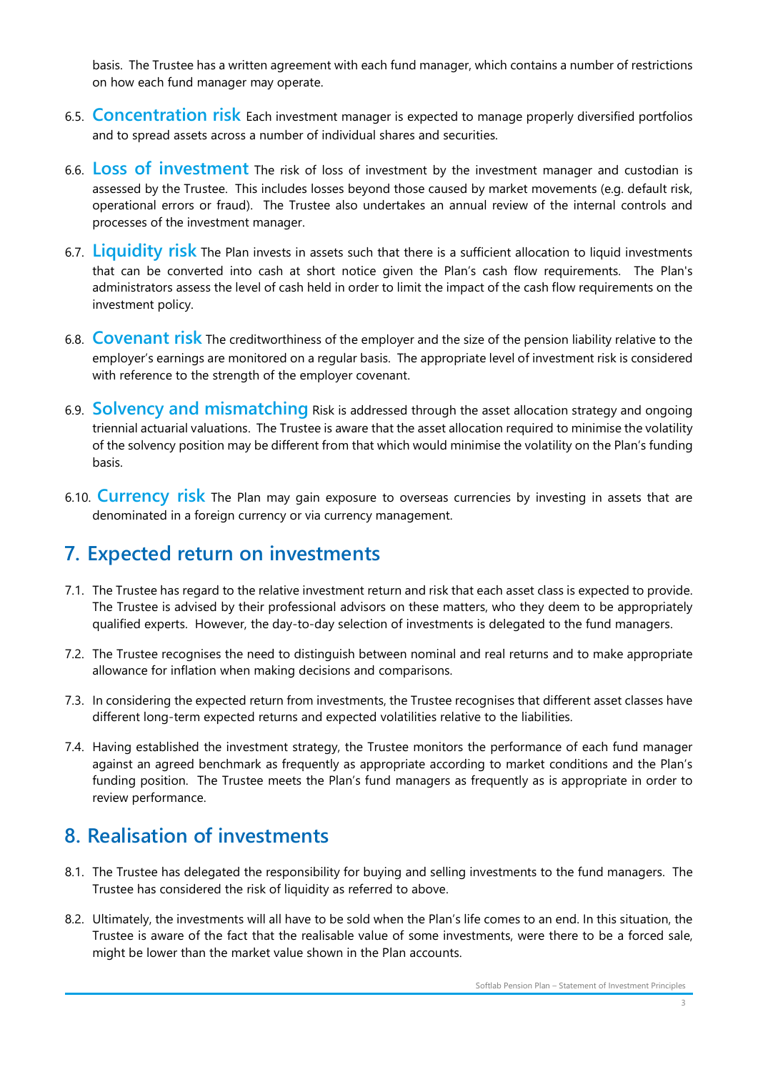basis. The Trustee has a written agreement with each fund manager, which contains a number of restrictions on how each fund manager may operate.

6.5. **Concentration risk** Each investment manager is expected to manage properly diversified portfolios and to spread assets across a number of individual shares and securities.

6.6. **Loss of investment** The risk of loss of investment by the investment manager and custodian is assessed by the Trustee. This includes losses beyond those caused by market movements (e.g. default risk, operational errors or fraud). The Trustee also undertakes an annual review of the internal controls and processes of the investment manager.

6.7. **Liquidity risk** The Plan invests in assets such that there is a sufficient allocation to liquid investments that can be converted into cash at short notice given the Plan's cash flow requirements. The Plan's administrators assess the level of cash held in order to limit the impact of the cash flow requirements on the investment policy.

6.8. **Covenant risk** The creditworthiness of the employer and the size of the pension liability relative to the employer's earnings are monitored on a regular basis. The appropriate level of investment risk is considered with reference to the strength of the employer covenant.

6.9. **Solvency and mismatching** Risk is addressed through the asset allocation strategy and ongoing triennial actuarial valuations. The Trustee is aware that the asset allocation required to minimise the volatility of the solvency position may be different from that which would minimise the volatility on the Plan's funding basis.

6.10. **Currency risk** The Plan may gain exposure to overseas currencies by investing in assets that are denominated in a foreign currency or via currency management.

## 7. Expected return on investments

7.1. The Trustee has regard to the relative investment return and risk that each asset class is expected to provide. The Trustee is advised by their professional advisors on these matters, who they deem to be appropriately qualified experts. However, the day-to-day selection of investments is delegated to the fund managers.

7.2. The Trustee recognises the need to distinguish between nominal and real returns and to make appropriate allowance for inflation when making decisions and comparisons.

7.3. In considering the expected return from investments, the Trustee recognises that different asset classes have different long-term expected returns and expected volatilities relative to the liabilities.

7.4. Having established the investment strategy, the Trustee monitors the performance of each fund manager against an agreed benchmark as frequently as appropriate according to market conditions and the Plan's funding position. The Trustee meets the Plan's fund managers as frequently as is appropriate in order to review performance.

## 8. Realisation of investments

8.1. The Trustee has delegated the responsibility for buying and selling investments to the fund managers. The Trustee has considered the risk of liquidity as referred to above.

8.2. Ultimately, the investments will all have to be sold when the Plan's life comes to an end. In this situation, the Trustee is aware of the fact that the realisable value of some investments, were there to be a forced sale, might be lower than the market value shown in the Plan accounts.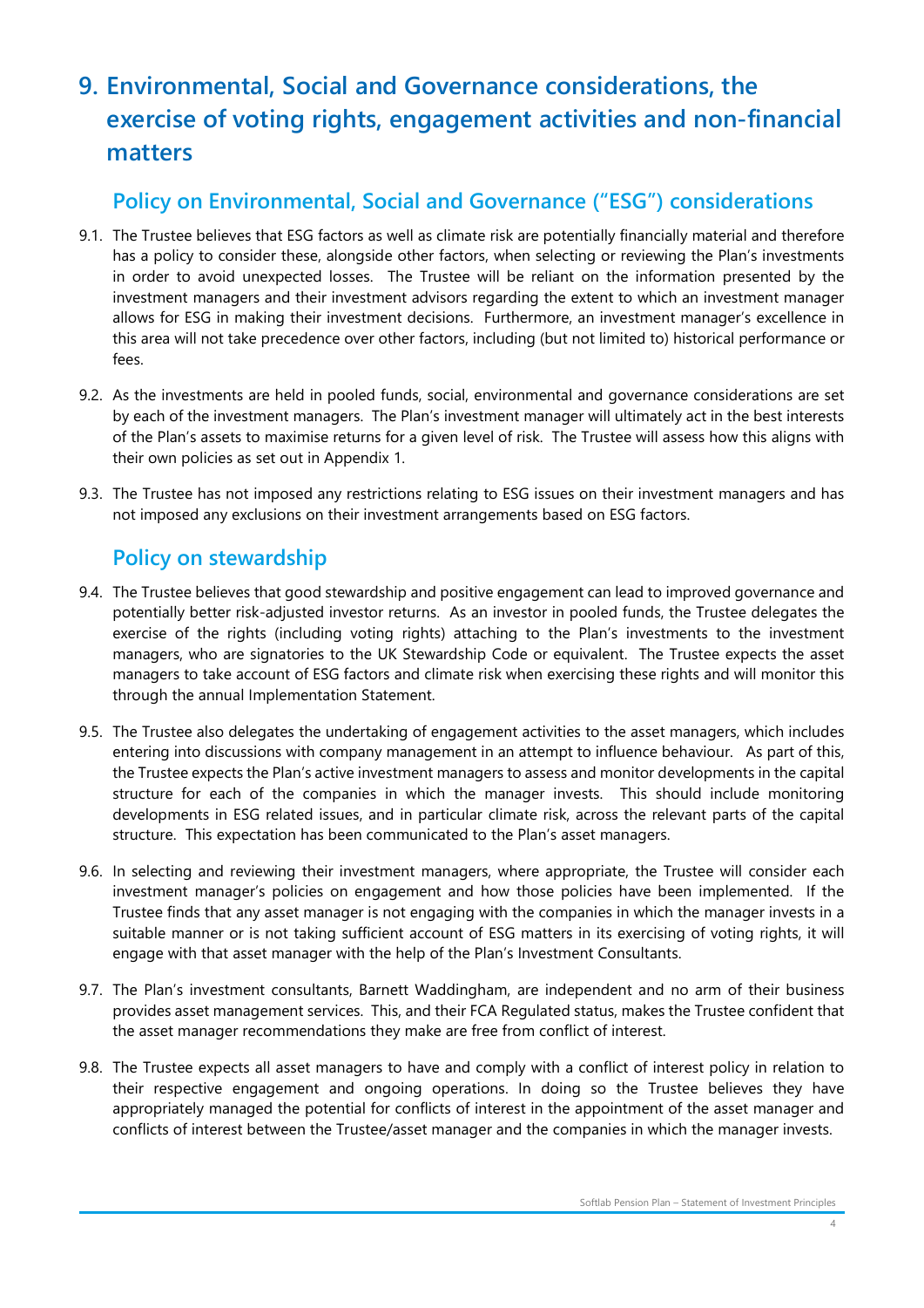# 9. Environmental, Social and Governance considerations, the exercise of voting rights, engagement activities and non-financial matters

## Policy on Environmental, Social and Governance ("ESG") considerations

9.1. The Trustee believes that ESG factors as well as climate risk are potentially financially material and therefore has a policy to consider these, alongside other factors, when selecting or reviewing the Plan's investments in order to avoid unexpected losses. The Trustee will be reliant on the information presented by the investment managers and their investment advisors regarding the extent to which an investment manager allows for ESG in making their investment decisions. Furthermore, an investment manager's excellence in this area will not take precedence over other factors, including (but not limited to) historical performance or fees.

9.2. As the investments are held in pooled funds, social, environmental and governance considerations are set by each of the investment managers. The Plan's investment manager will ultimately act in the best interests of the Plan's assets to maximise returns for a given level of risk. The Trustee will assess how this aligns with their own policies as set out in Appendix 1.

9.3. The Trustee has not imposed any restrictions relating to ESG issues on their investment managers and has not imposed any exclusions on their investment arrangements based on ESG factors.

## Policy on stewardship

9.4. The Trustee believes that good stewardship and positive engagement can lead to improved governance and potentially better risk-adjusted investor returns. As an investor in pooled funds, the Trustee delegates the exercise of the rights (including voting rights) attaching to the Plan's investments to the investment managers, who are signatories to the UK Stewardship Code or equivalent. The Trustee expects the asset managers to take account of ESG factors and climate risk when exercising these rights and will monitor this through the annual Implementation Statement.

9.5. The Trustee also delegates the undertaking of engagement activities to the asset managers, which includes entering into discussions with company management in an attempt to influence behaviour. As part of this, the Trustee expects the Plan's active investment managers to assess and monitor developments in the capital structure for each of the companies in which the manager invests. This should include monitoring developments in ESG related issues, and in particular climate risk, across the relevant parts of the capital structure. This expectation has been communicated to the Plan's asset managers.

9.6. In selecting and reviewing their investment managers, where appropriate, the Trustee will consider each investment manager's policies on engagement and how those policies have been implemented. If the Trustee finds that any asset manager is not engaging with the companies in which the manager invests in a suitable manner or is not taking sufficient account of ESG matters in its exercising of voting rights, it will engage with that asset manager with the help of the Plan's Investment Consultants.

9.7. The Plan's investment consultants, Barnett Waddingham, are independent and no arm of their business provides asset management services. This, and their FCA Regulated status, makes the Trustee confident that the asset manager recommendations they make are free from conflict of interest.

9.8. The Trustee expects all asset managers to have and comply with a conflict of interest policy in relation to their respective engagement and ongoing operations. In doing so the Trustee believes they have appropriately managed the potential for conflicts of interest in the appointment of the asset manager and conflicts of interest between the Trustee/asset manager and the companies in which the manager invests.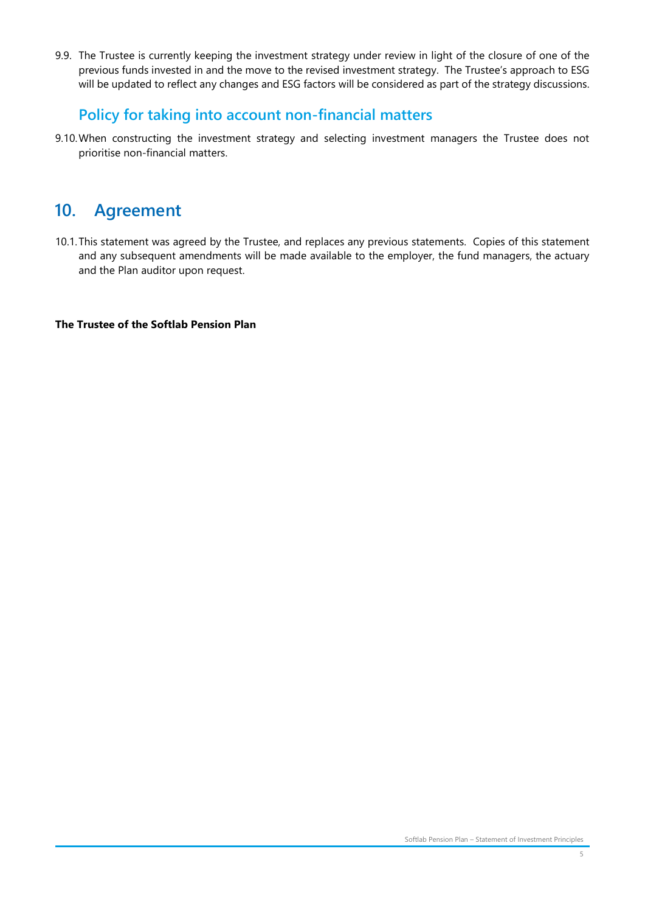9.9. The Trustee is currently keeping the investment strategy under review in light of the closure of one of the previous funds invested in and the move to the revised investment strategy. The Trustee's approach to ESG will be updated to reflect any changes and ESG factors will be considered as part of the strategy discussions.

### Policy for taking into account non-financial matters

9.10. When constructing the investment strategy and selecting investment managers the Trustee does not prioritise non-financial matters.

## 10. Agreement

10.1. This statement was agreed by the Trustee, and replaces any previous statements. Copies of this statement and any subsequent amendments will be made available to the employer, the fund managers, the actuary and the Plan auditor upon request.

**The Trustee of the Softlab Pension Plan**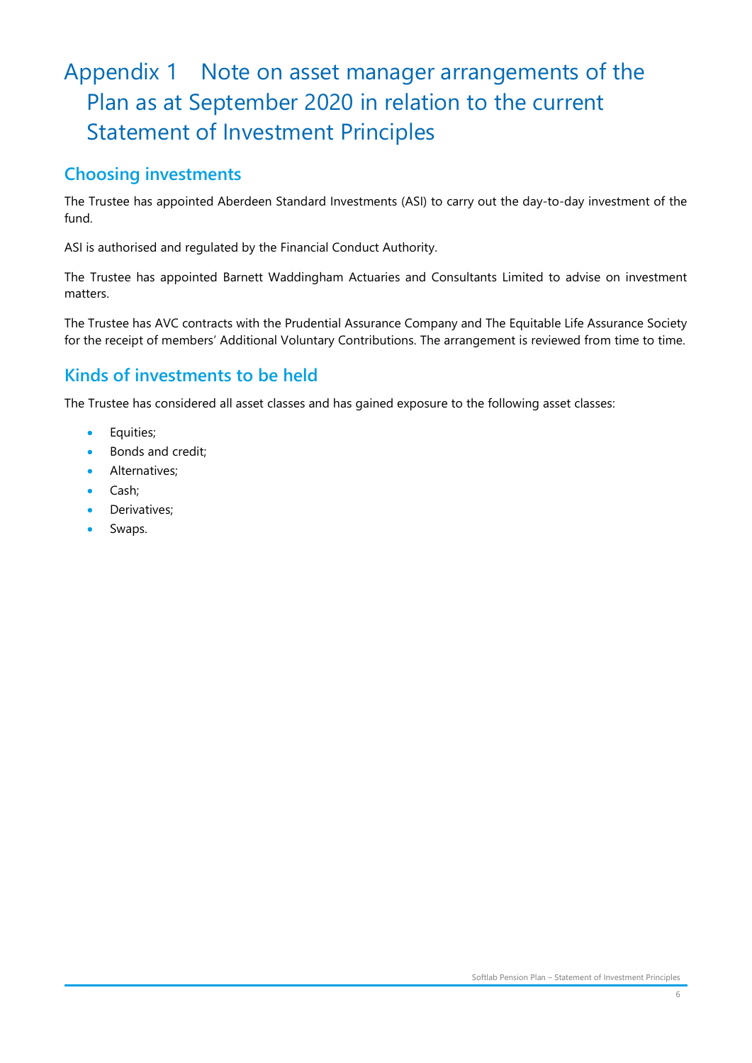# Appendix 1 Note on asset manager arrangements of the Plan as at September 2020 in relation to the current Statement of Investment Principles

## Choosing investments

The Trustee has appointed Aberdeen Standard Investments (ASI) to carry out the day-to-day investment of the fund.

ASI is authorised and regulated by the Financial Conduct Authority.

The Trustee has appointed Barnett Waddingham Actuaries and Consultants Limited to advise on investment matters.

The Trustee has AVC contracts with the Prudential Assurance Company and The Equitable Life Assurance Society for the receipt of members' Additional Voluntary Contributions. The arrangement is reviewed from time to time.

## Kinds of investments to be held

The Trustee has considered all asset classes and has gained exposure to the following asset classes:

- Equities;
- Bonds and credit;
- Alternatives;
- Cash;
- Derivatives;
- Swaps.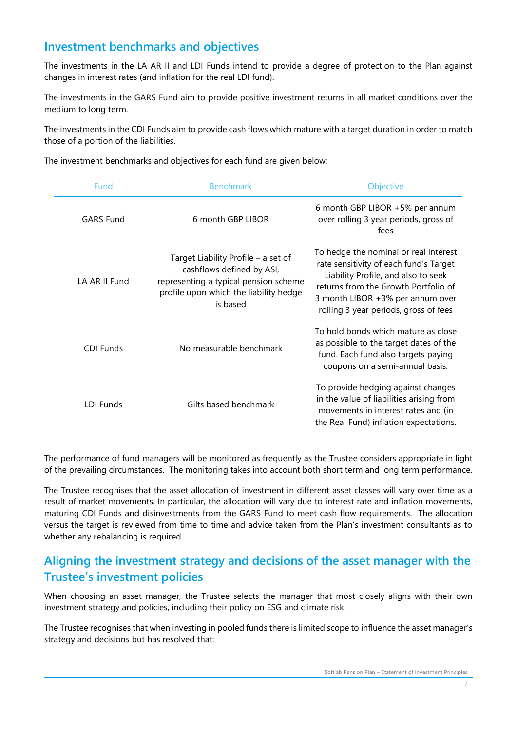## Investment benchmarks and objectives

The investments in the LA AR II and LDI Funds intend to provide a degree of protection to the Plan against changes in interest rates (and inflation for the real LDI fund).

The investments in the GARS Fund aim to provide positive investment returns in all market conditions over the medium to long term.

The investments in the CDI Funds aim to provide cash flows which mature with a target duration in order to match those of a portion of the liabilities.

The investment benchmarks and objectives for each fund are given below:

| Fund | Benchmark | Objective |
|---|---|---|
| GARS Fund | 6 month GBP LIBOR | 6 month GBP LIBOR +5% per annum over rolling 3 year periods, gross of fees |
| LA AR II Fund | Target Liability Profile – a set of cashflows defined by ASI, representing a typical pension scheme profile upon which the liability hedge is based | To hedge the nominal or real interest rate sensitivity of each fund's Target Liability Profile, and also to seek returns from the Growth Portfolio of 3 month LIBOR +3% per annum over rolling 3 year periods, gross of fees |
| CDI Funds | No measurable benchmark | To hold bonds which mature as close as possible to the target dates of the fund. Each fund also targets paying coupons on a semi-annual basis. |
| LDI Funds | Gilts based benchmark | To provide hedging against changes in the value of liabilities arising from movements in interest rates and (in the Real Fund) inflation expectations. |

The performance of fund managers will be monitored as frequently as the Trustee considers appropriate in light of the prevailing circumstances. The monitoring takes into account both short term and long term performance.

The Trustee recognises that the asset allocation of investment in different asset classes will vary over time as a result of market movements. In particular, the allocation will vary due to interest rate and inflation movements, maturing CDI Funds and disinvestments from the GARS Fund to meet cash flow requirements. The allocation versus the target is reviewed from time to time and advice taken from the Plan's investment consultants as to whether any rebalancing is required.

## Aligning the investment strategy and decisions of the asset manager with the Trustee's investment policies

When choosing an asset manager, the Trustee selects the manager that most closely aligns with their own investment strategy and policies, including their policy on ESG and climate risk.

The Trustee recognises that when investing in pooled funds there is limited scope to influence the asset manager's strategy and decisions but has resolved that: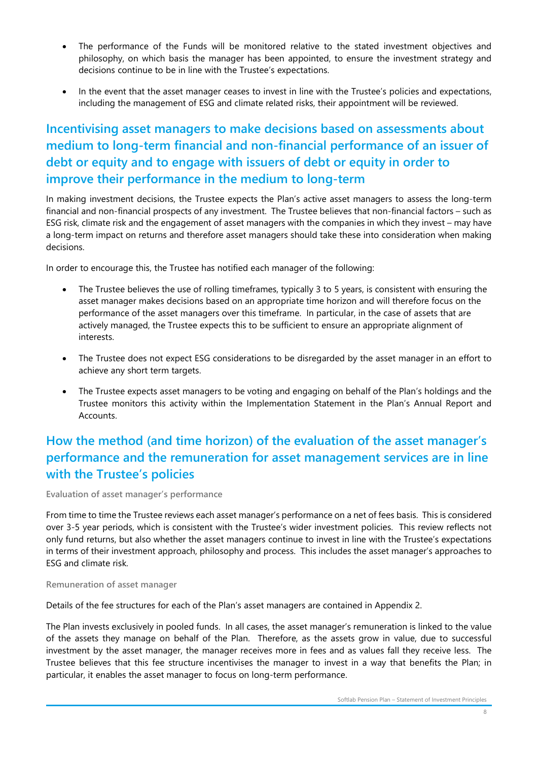- The performance of the Funds will be monitored relative to the stated investment objectives and philosophy, on which basis the manager has been appointed, to ensure the investment strategy and decisions continue to be in line with the Trustee's expectations.

- In the event that the asset manager ceases to invest in line with the Trustee's policies and expectations, including the management of ESG and climate related risks, their appointment will be reviewed.

## Incentivising asset managers to make decisions based on assessments about medium to long-term financial and non-financial performance of an issuer of debt or equity and to engage with issuers of debt or equity in order to improve their performance in the medium to long-term

In making investment decisions, the Trustee expects the Plan's active asset managers to assess the long-term financial and non-financial prospects of any investment. The Trustee believes that non-financial factors – such as ESG risk, climate risk and the engagement of asset managers with the companies in which they invest – may have a long-term impact on returns and therefore asset managers should take these into consideration when making decisions.

In order to encourage this, the Trustee has notified each manager of the following:

- The Trustee believes the use of rolling timeframes, typically 3 to 5 years, is consistent with ensuring the asset manager makes decisions based on an appropriate time horizon and will therefore focus on the performance of the asset managers over this timeframe. In particular, in the case of assets that are actively managed, the Trustee expects this to be sufficient to ensure an appropriate alignment of interests.

- The Trustee does not expect ESG considerations to be disregarded by the asset manager in an effort to achieve any short term targets.

- The Trustee expects asset managers to be voting and engaging on behalf of the Plan's holdings and the Trustee monitors this activity within the Implementation Statement in the Plan's Annual Report and Accounts.

## How the method (and time horizon) of the evaluation of the asset manager's performance and the remuneration for asset management services are in line with the Trustee's policies

### Evaluation of asset manager's performance

From time to time the Trustee reviews each asset manager's performance on a net of fees basis. This is considered over 3-5 year periods, which is consistent with the Trustee's wider investment policies. This review reflects not only fund returns, but also whether the asset managers continue to invest in line with the Trustee's expectations in terms of their investment approach, philosophy and process. This includes the asset manager's approaches to ESG and climate risk.

### Remuneration of asset manager

Details of the fee structures for each of the Plan's asset managers are contained in Appendix 2.

The Plan invests exclusively in pooled funds. In all cases, the asset manager's remuneration is linked to the value of the assets they manage on behalf of the Plan. Therefore, as the assets grow in value, due to successful investment by the asset manager, the manager receives more in fees and as values fall they receive less. The Trustee believes that this fee structure incentivises the manager to invest in a way that benefits the Plan; in particular, it enables the asset manager to focus on long-term performance.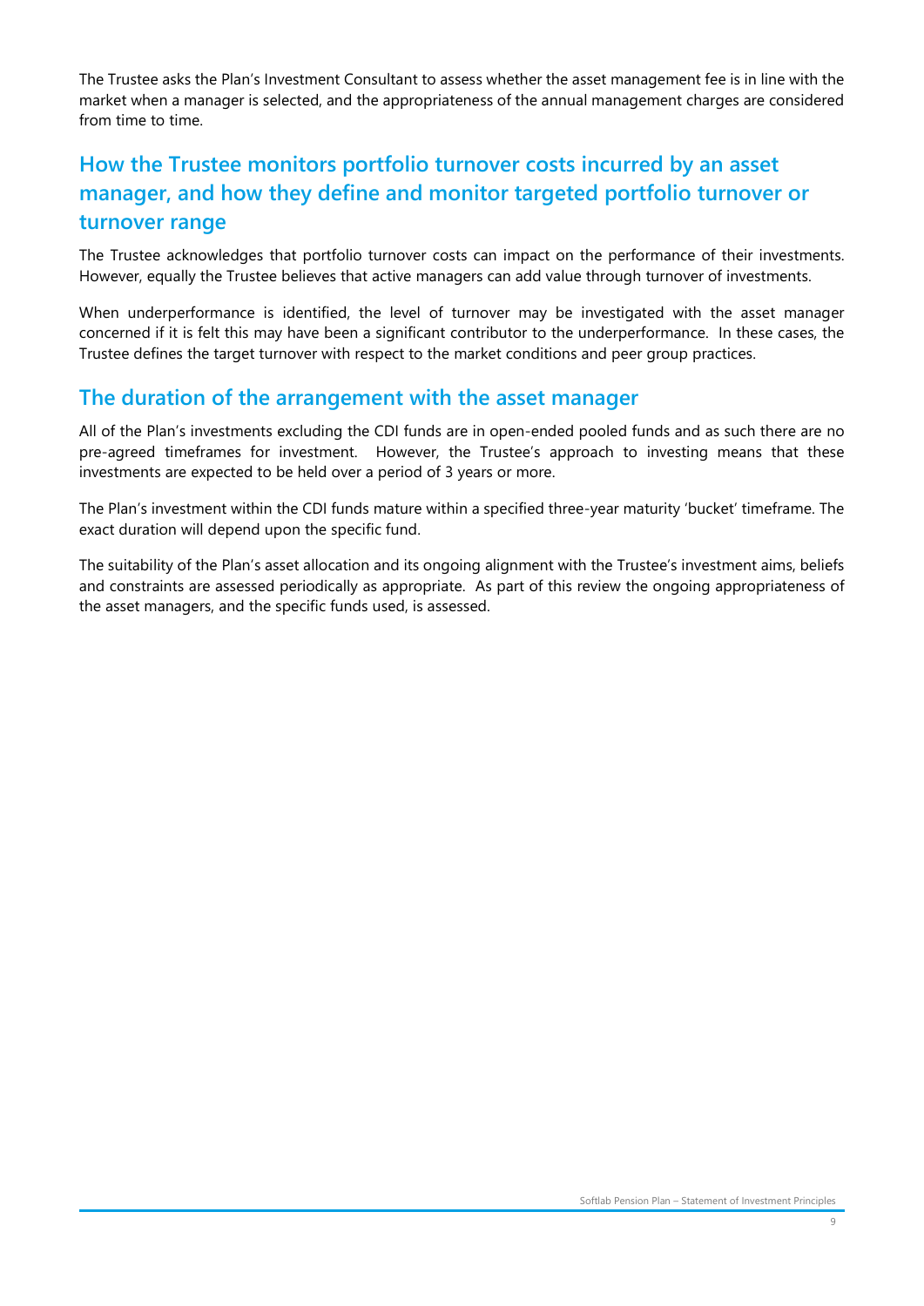The Trustee asks the Plan's Investment Consultant to assess whether the asset management fee is in line with the market when a manager is selected, and the appropriateness of the annual management charges are considered from time to time.

## How the Trustee monitors portfolio turnover costs incurred by an asset manager, and how they define and monitor targeted portfolio turnover or turnover range

The Trustee acknowledges that portfolio turnover costs can impact on the performance of their investments. However, equally the Trustee believes that active managers can add value through turnover of investments.

When underperformance is identified, the level of turnover may be investigated with the asset manager concerned if it is felt this may have been a significant contributor to the underperformance. In these cases, the Trustee defines the target turnover with respect to the market conditions and peer group practices.

## The duration of the arrangement with the asset manager

All of the Plan's investments excluding the CDI funds are in open-ended pooled funds and as such there are no pre-agreed timeframes for investment. However, the Trustee's approach to investing means that these investments are expected to be held over a period of 3 years or more.

The Plan's investment within the CDI funds mature within a specified three-year maturity 'bucket' timeframe. The exact duration will depend upon the specific fund.

The suitability of the Plan's asset allocation and its ongoing alignment with the Trustee's investment aims, beliefs and constraints are assessed periodically as appropriate. As part of this review the ongoing appropriateness of the asset managers, and the specific funds used, is assessed.